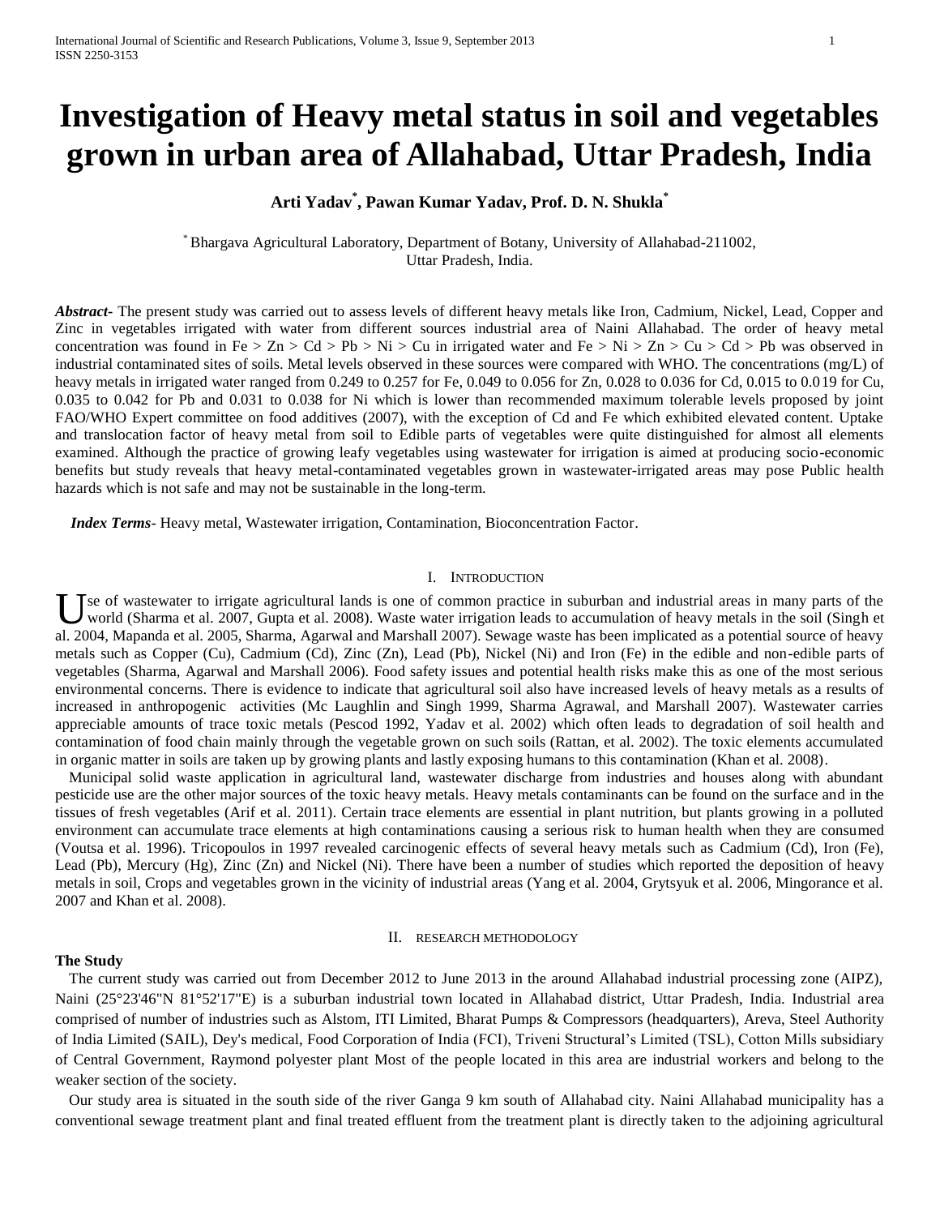# Investigation of Heavy metal status in soil and vegetables grown in urban area of Allahabad, Uttar Pradesh, India

**Arti Yadav[*], Pawan Kumar Yadav, Prof. D. N. Shukla[*]**

[*] Bhargava Agricultural Laboratory, Department of Botany, University of Allahabad-211002, Uttar Pradesh, India.

***Abstract***- The present study was carried out to assess levels of different heavy metals like Iron, Cadmium, Nickel, Lead, Copper and Zinc in vegetables irrigated with water from different sources industrial area of Naini Allahabad. The order of heavy metal concentration was found in Fe > Zn > Cd > Pb > Ni > Cu in irrigated water and Fe > Ni > Zn > Cu > Cd > Pb was observed in industrial contaminated sites of soils. Metal levels observed in these sources were compared with WHO. The concentrations (mg/L) of heavy metals in irrigated water ranged from 0.249 to 0.257 for Fe, 0.049 to 0.056 for Zn, 0.028 to 0.036 for Cd, 0.015 to 0.019 for Cu, 0.035 to 0.042 for Pb and 0.031 to 0.038 for Ni which is lower than recommended maximum tolerable levels proposed by joint FAO/WHO Expert committee on food additives (2007), with the exception of Cd and Fe which exhibited elevated content. Uptake and translocation factor of heavy metal from soil to Edible parts of vegetables were quite distinguished for almost all elements examined. Although the practice of growing leafy vegetables using wastewater for irrigation is aimed at producing socio-economic benefits but study reveals that heavy metal-contaminated vegetables grown in wastewater-irrigated areas may pose Public health hazards which is not safe and may not be sustainable in the long-term.

***Index Terms***- Heavy metal, Wastewater irrigation, Contamination, Bioconcentration Factor.

## I. Introduction

Use of wastewater to irrigate agricultural lands is one of common practice in suburban and industrial areas in many parts of the world (Sharma et al. 2007, Gupta et al. 2008). Waste water irrigation leads to accumulation of heavy metals in the soil (Singh et al. 2004, Mapanda et al. 2005, Sharma, Agarwal and Marshall 2007). Sewage waste has been implicated as a potential source of heavy metals such as Copper (Cu), Cadmium (Cd), Zinc (Zn), Lead (Pb), Nickel (Ni) and Iron (Fe) in the edible and non-edible parts of vegetables (Sharma, Agarwal and Marshall 2006). Food safety issues and potential health risks make this as one of the most serious environmental concerns. There is evidence to indicate that agricultural soil also have increased levels of heavy metals as a results of increased in anthropogenic activities (Mc Laughlin and Singh 1999, Sharma Agrawal, and Marshall 2007). Wastewater carries appreciable amounts of trace toxic metals (Pescod 1992, Yadav et al. 2002) which often leads to degradation of soil health and contamination of food chain mainly through the vegetable grown on such soils (Rattan, et al. 2002). The toxic elements accumulated in organic matter in soils are taken up by growing plants and lastly exposing humans to this contamination (Khan et al. 2008).

Municipal solid waste application in agricultural land, wastewater discharge from industries and houses along with abundant pesticide use are the other major sources of the toxic heavy metals. Heavy metals contaminants can be found on the surface and in the tissues of fresh vegetables (Arif et al. 2011). Certain trace elements are essential in plant nutrition, but plants growing in a polluted environment can accumulate trace elements at high contaminations causing a serious risk to human health when they are consumed (Voutsa et al. 1996). Tricopoulos in 1997 revealed carcinogenic effects of several heavy metals such as Cadmium (Cd), Iron (Fe), Lead (Pb), Mercury (Hg), Zinc (Zn) and Nickel (Ni). There have been a number of studies which reported the deposition of heavy metals in soil, Crops and vegetables grown in the vicinity of industrial areas (Yang et al. 2004, Grytsyuk et al. 2006, Mingorance et al. 2007 and Khan et al. 2008).

## II. Research Methodology

### The Study

The current study was carried out from December 2012 to June 2013 in the around Allahabad industrial processing zone (AIPZ), Naini (25°23'46"N 81°52'17"E) is a suburban industrial town located in Allahabad district, Uttar Pradesh, India. Industrial area comprised of number of industries such as Alstom, ITI Limited, Bharat Pumps & Compressors (headquarters), Areva, Steel Authority of India Limited (SAIL), Dey's medical, Food Corporation of India (FCI), Triveni Structural's Limited (TSL), Cotton Mills subsidiary of Central Government, Raymond polyester plant Most of the people located in this area are industrial workers and belong to the weaker section of the society.

Our study area is situated in the south side of the river Ganga 9 km south of Allahabad city. Naini Allahabad municipality has a conventional sewage treatment plant and final treated effluent from the treatment plant is directly taken to the adjoining agricultural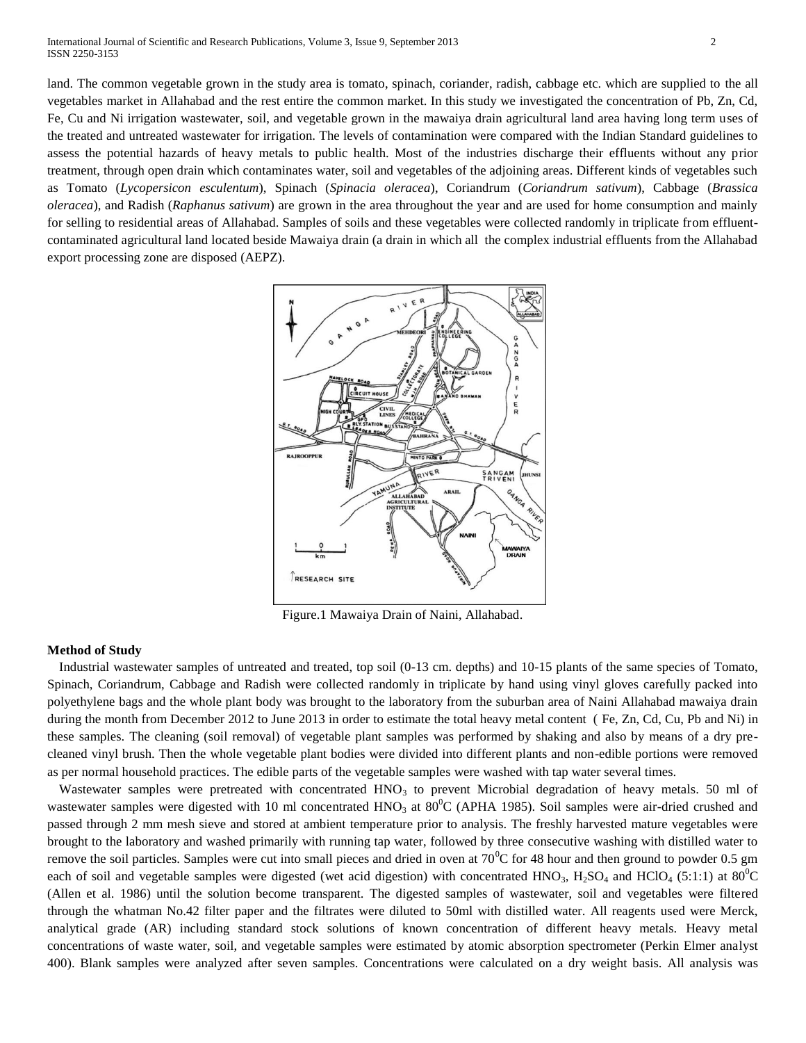land. The common vegetable grown in the study area is tomato, spinach, coriander, radish, cabbage etc. which are supplied to the all vegetables market in Allahabad and the rest entire the common market. In this study we investigated the concentration of Pb, Zn, Cd, Fe, Cu and Ni irrigation wastewater, soil, and vegetable grown in the mawaiya drain agricultural land area having long term uses of the treated and untreated wastewater for irrigation. The levels of contamination were compared with the Indian Standard guidelines to assess the potential hazards of heavy metals to public health. Most of the industries discharge their effluents without any prior treatment, through open drain which contaminates water, soil and vegetables of the adjoining areas. Different kinds of vegetables such as Tomato (*Lycopersicon esculentum*), Spinach (*Spinacia oleracea*), Coriandrum (*Coriandrum sativum*), Cabbage (*Brassica oleracea*), and Radish (*Raphanus sativum*) are grown in the area throughout the year and are used for home consumption and mainly for selling to residential areas of Allahabad. Samples of soils and these vegetables were collected randomly in triplicate from effluent-contaminated agricultural land located beside Mawaiya drain (a drain in which all the complex industrial effluents from the Allahabad export processing zone are disposed (AEPZ).

Figure.1 Mawaiya Drain of Naini, Allahabad.

**Method of Study**

Industrial wastewater samples of untreated and treated, top soil (0-13 cm. depths) and 10-15 plants of the same species of Tomato, Spinach, Coriandrum, Cabbage and Radish were collected randomly in triplicate by hand using vinyl gloves carefully packed into polyethylene bags and the whole plant body was brought to the laboratory from the suburban area of Naini Allahabad mawaiya drain during the month from December 2012 to June 2013 in order to estimate the total heavy metal content ( Fe, Zn, Cd, Cu, Pb and Ni) in these samples. The cleaning (soil removal) of vegetable plant samples was performed by shaking and also by means of a dry pre-cleaned vinyl brush. Then the whole vegetable plant bodies were divided into different plants and non-edible portions were removed as per normal household practices. The edible parts of the vegetable samples were washed with tap water several times.

Wastewater samples were pretreated with concentrated $HNO_3$ to prevent Microbial degradation of heavy metals. 50 ml of wastewater samples were digested with 10 ml concentrated $HNO_3$ at $80^0$C (APHA 1985). Soil samples were air-dried crushed and passed through 2 mm mesh sieve and stored at ambient temperature prior to analysis. The freshly harvested mature vegetables were brought to the laboratory and washed primarily with running tap water, followed by three consecutive washing with distilled water to remove the soil particles. Samples were cut into small pieces and dried in oven at $70^0$C for 48 hour and then ground to powder 0.5 gm each of soil and vegetable samples were digested (wet acid digestion) with concentrated $HNO_3$, $H_2SO_4$ and $HClO_4$ (5:1:1) at $80^0$C (Allen et al. 1986) until the solution become transparent. The digested samples of wastewater, soil and vegetables were filtered through the whatman No.42 filter paper and the filtrates were diluted to 50ml with distilled water. All reagents used were Merck, analytical grade (AR) including standard stock solutions of known concentration of different heavy metals. Heavy metal concentrations of waste water, soil, and vegetable samples were estimated by atomic absorption spectrometer (Perkin Elmer analyst 400). Blank samples were analyzed after seven samples. Concentrations were calculated on a dry weight basis. All analysis was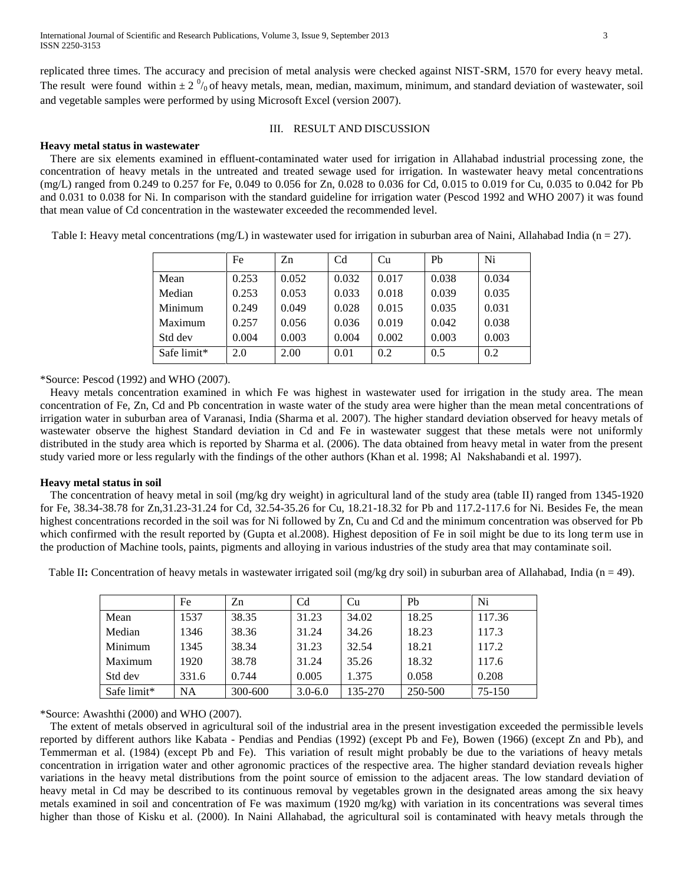replicated three times. The accuracy and precision of metal analysis were checked against NIST-SRM, 1570 for every heavy metal. The result were found within ± 2 $^0/_0$ of heavy metals, mean, median, maximum, minimum, and standard deviation of wastewater, soil and vegetable samples were performed by using Microsoft Excel (version 2007).

## III. RESULT AND DISCUSSION

**Heavy metal status in wastewater**

There are six elements examined in effluent-contaminated water used for irrigation in Allahabad industrial processing zone, the concentration of heavy metals in the untreated and treated sewage used for irrigation. In wastewater heavy metal concentrations (mg/L) ranged from 0.249 to 0.257 for Fe, 0.049 to 0.056 for Zn, 0.028 to 0.036 for Cd, 0.015 to 0.019 for Cu, 0.035 to 0.042 for Pb and 0.031 to 0.038 for Ni. In comparison with the standard guideline for irrigation water (Pescod 1992 and WHO 2007) it was found that mean value of Cd concentration in the wastewater exceeded the recommended level.

Table I: Heavy metal concentrations (mg/L) in wastewater used for irrigation in suburban area of Naini, Allahabad India (n = 27).

| | Fe | Zn | Cd | Cu | Pb | Ni |
|---|---|---|---|---|---|---|
| Mean | 0.253 | 0.052 | 0.032 | 0.017 | 0.038 | 0.034 |
| Median | 0.253 | 0.053 | 0.033 | 0.018 | 0.039 | 0.035 |
| Minimum | 0.249 | 0.049 | 0.028 | 0.015 | 0.035 | 0.031 |
| Maximum | 0.257 | 0.056 | 0.036 | 0.019 | 0.042 | 0.038 |
| Std dev | 0.004 | 0.003 | 0.004 | 0.002 | 0.003 | 0.003 |
| Safe limit* | 2.0 | 2.00 | 0.01 | 0.2 | 0.5 | 0.2 |

*Source: Pescod (1992) and WHO (2007).

Heavy metals concentration examined in which Fe was highest in wastewater used for irrigation in the study area. The mean concentration of Fe, Zn, Cd and Pb concentration in waste water of the study area were higher than the mean metal concentrations of irrigation water in suburban area of Varanasi, India (Sharma et al. 2007). The higher standard deviation observed for heavy metals of wastewater observe the highest Standard deviation in Cd and Fe in wastewater suggest that these metals were not uniformly distributed in the study area which is reported by Sharma et al. (2006). The data obtained from heavy metal in water from the present study varied more or less regularly with the findings of the other authors (Khan et al. 1998; Al Nakshabandi et al. 1997).

**Heavy metal status in soil**

The concentration of heavy metal in soil (mg/kg dry weight) in agricultural land of the study area (table II) ranged from 1345-1920 for Fe, 38.34-38.78 for Zn,31.23-31.24 for Cd, 32.54-35.26 for Cu, 18.21-18.32 for Pb and 117.2-117.6 for Ni. Besides Fe, the mean highest concentrations recorded in the soil was for Ni followed by Zn, Cu and Cd and the minimum concentration was observed for Pb which confirmed with the result reported by (Gupta et al.2008). Highest deposition of Fe in soil might be due to its long term use in the production of Machine tools, paints, pigments and alloying in various industries of the study area that may contaminate soil.

Table II**:** Concentration of heavy metals in wastewater irrigated soil (mg/kg dry soil) in suburban area of Allahabad, India (n = 49).

| | Fe | Zn | Cd | Cu | Pb | Ni |
|---|---|---|---|---|---|---|
| Mean | 1537 | 38.35 | 31.23 | 34.02 | 18.25 | 117.36 |
| Median | 1346 | 38.36 | 31.24 | 34.26 | 18.23 | 117.3 |
| Minimum | 1345 | 38.34 | 31.23 | 32.54 | 18.21 | 117.2 |
| Maximum | 1920 | 38.78 | 31.24 | 35.26 | 18.32 | 117.6 |
| Std dev | 331.6 | 0.744 | 0.005 | 1.375 | 0.058 | 0.208 |
| Safe limit* | NA | 300-600 | 3.0-6.0 | 135-270 | 250-500 | 75-150 |

*Source: Awashthi (2000) and WHO (2007).

The extent of metals observed in agricultural soil of the industrial area in the present investigation exceeded the permissible levels reported by different authors like Kabata - Pendias and Pendias (1992) (except Pb and Fe), Bowen (1966) (except Zn and Pb), and Temmerman et al. (1984) (except Pb and Fe). This variation of result might probably be due to the variations of heavy metals concentration in irrigation water and other agronomic practices of the respective area. The higher standard deviation reveals higher variations in the heavy metal distributions from the point source of emission to the adjacent areas. The low standard deviation of heavy metal in Cd may be described to its continuous removal by vegetables grown in the designated areas among the six heavy metals examined in soil and concentration of Fe was maximum (1920 mg/kg) with variation in its concentrations was several times higher than those of Kisku et al. (2000). In Naini Allahabad, the agricultural soil is contaminated with heavy metals through the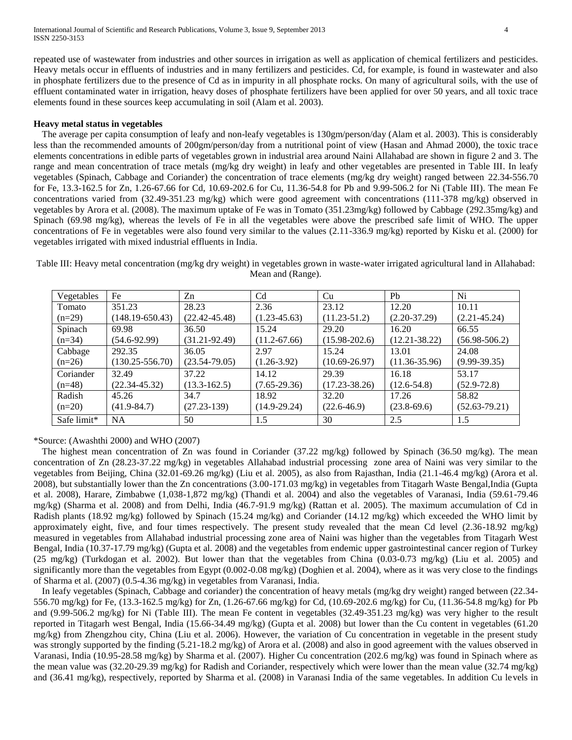repeated use of wastewater from industries and other sources in irrigation as well as application of chemical fertilizers and pesticides. Heavy metals occur in effluents of industries and in many fertilizers and pesticides. Cd, for example, is found in wastewater and also in phosphate fertilizers due to the presence of Cd as in impurity in all phosphate rocks. On many of agricultural soils, with the use of effluent contaminated water in irrigation, heavy doses of phosphate fertilizers have been applied for over 50 years, and all toxic trace elements found in these sources keep accumulating in soil (Alam et al. 2003).

**Heavy metal status in vegetables**

The average per capita consumption of leafy and non-leafy vegetables is 130gm/person/day (Alam et al. 2003). This is considerably less than the recommended amounts of 200gm/person/day from a nutritional point of view (Hasan and Ahmad 2000), the toxic trace elements concentrations in edible parts of vegetables grown in industrial area around Naini Allahabad are shown in figure 2 and 3. The range and mean concentration of trace metals (mg/kg dry weight) in leafy and other vegetables are presented in Table III. In leafy vegetables (Spinach, Cabbage and Coriander) the concentration of trace elements (mg/kg dry weight) ranged between 22.34-556.70 for Fe, 13.3-162.5 for Zn, 1.26-67.66 for Cd, 10.69-202.6 for Cu, 11.36-54.8 for Pb and 9.99-506.2 for Ni (Table III). The mean Fe concentrations varied from (32.49-351.23 mg/kg) which were good agreement with concentrations (111-378 mg/kg) observed in vegetables by Arora et al. (2008). The maximum uptake of Fe was in Tomato (351.23mg/kg) followed by Cabbage (292.35mg/kg) and Spinach (69.98 mg/kg), whereas the levels of Fe in all the vegetables were above the prescribed safe limit of WHO. The upper concentrations of Fe in vegetables were also found very similar to the values (2.11-336.9 mg/kg) reported by Kisku et al. (2000) for vegetables irrigated with mixed industrial effluents in India.

Table III: Heavy metal concentration (mg/kg dry weight) in vegetables grown in waste-water irrigated agricultural land in Allahabad: Mean and (Range).

| Vegetables | Fe | Zn | Cd | Cu | Pb | Ni |
|---|---|---|---|---|---|---|
| Tomato (n=29) | 351.23 (148.19-650.43) | 28.23 (22.42-45.48) | 2.36 (1.23-45.63) | 23.12 (11.23-51.2) | 12.20 (2.20-37.29) | 10.11 (2.21-45.24) |
| Spinach (n=34) | 69.98 (54.6-92.99) | 36.50 (31.21-92.49) | 15.24 (11.2-67.66) | 29.20 (15.98-202.6) | 16.20 (12.21-38.22) | 66.55 (56.98-506.2) |
| Cabbage (n=26) | 292.35 (130.25-556.70) | 36.05 (23.54-79.05) | 2.97 (1.26-3.92) | 15.24 (10.69-26.97) | 13.01 (11.36-35.96) | 24.08 (9.99-39.35) |
| Coriander (n=48) | 32.49 (22.34-45.32) | 37.22 (13.3-162.5) | 14.12 (7.65-29.36) | 29.39 (17.23-38.26) | 16.18 (12.6-54.8) | 53.17 (52.9-72.8) |
| Radish (n=20) | 45.26 (41.9-84.7) | 34.7 (27.23-139) | 18.92 (14.9-29.24) | 32.20 (22.6-46.9) | 17.26 (23.8-69.6) | 58.82 (52.63-79.21) |
| Safe limit* | NA | 50 | 1.5 | 30 | 2.5 | 1.5 |

*Source: (Awashthi 2000) and WHO (2007)

The highest mean concentration of Zn was found in Coriander (37.22 mg/kg) followed by Spinach (36.50 mg/kg). The mean concentration of Zn (28.23-37.22 mg/kg) in vegetables Allahabad industrial processing zone area of Naini was very similar to the vegetables from Beijing, China (32.01-69.26 mg/kg) (Liu et al. 2005), as also from Rajasthan, India (21.1-46.4 mg/kg) (Arora et al. 2008), but substantially lower than the Zn concentrations (3.00-171.03 mg/kg) in vegetables from Titagarh Waste Bengal,India (Gupta et al. 2008), Harare, Zimbabwe (1,038-1,872 mg/kg) (Thandi et al. 2004) and also the vegetables of Varanasi, India (59.61-79.46 mg/kg) (Sharma et al. 2008) and from Delhi, India (46.7-91.9 mg/kg) (Rattan et al. 2005). The maximum accumulation of Cd in Radish plants (18.92 mg/kg) followed by Spinach (15.24 mg/kg) and Coriander (14.12 mg/kg) which exceeded the WHO limit by approximately eight, five, and four times respectively. The present study revealed that the mean Cd level (2.36-18.92 mg/kg) measured in vegetables from Allahabad industrial processing zone area of Naini was higher than the vegetables from Titagarh West Bengal, India (10.37-17.79 mg/kg) (Gupta et al. 2008) and the vegetables from endemic upper gastrointestinal cancer region of Turkey (25 mg/kg) (Turkdogan et al. 2002). But lower than that the vegetables from China (0.03-0.73 mg/kg) (Liu et al. 2005) and significantly more than the vegetables from Egypt (0.002-0.08 mg/kg) (Doghien et al. 2004), where as it was very close to the findings of Sharma et al. (2007) (0.5-4.36 mg/kg) in vegetables from Varanasi, India.

In leafy vegetables (Spinach, Cabbage and coriander) the concentration of heavy metals (mg/kg dry weight) ranged between (22.34-556.70 mg/kg) for Fe, (13.3-162.5 mg/kg) for Zn, (1.26-67.66 mg/kg) for Cd, (10.69-202.6 mg/kg) for Cu, (11.36-54.8 mg/kg) for Pb and (9.99-506.2 mg/kg) for Ni (Table III). The mean Fe content in vegetables (32.49-351.23 mg/kg) was very higher to the result reported in Titagarh west Bengal, India (15.66-34.49 mg/kg) (Gupta et al. 2008) but lower than the Cu content in vegetables (61.20 mg/kg) from Zhengzhou city, China (Liu et al. 2006). However, the variation of Cu concentration in vegetable in the present study was strongly supported by the finding (5.21-18.2 mg/kg) of Arora et al. (2008) and also in good agreement with the values observed in Varanasi, India (10.95-28.58 mg/kg) by Sharma et al. (2007). Higher Cu concentration (202.6 mg/kg) was found in Spinach where as the mean value was (32.20-29.39 mg/kg) for Radish and Coriander, respectively which were lower than the mean value (32.74 mg/kg) and (36.41 mg/kg), respectively, reported by Sharma et al. (2008) in Varanasi India of the same vegetables. In addition Cu levels in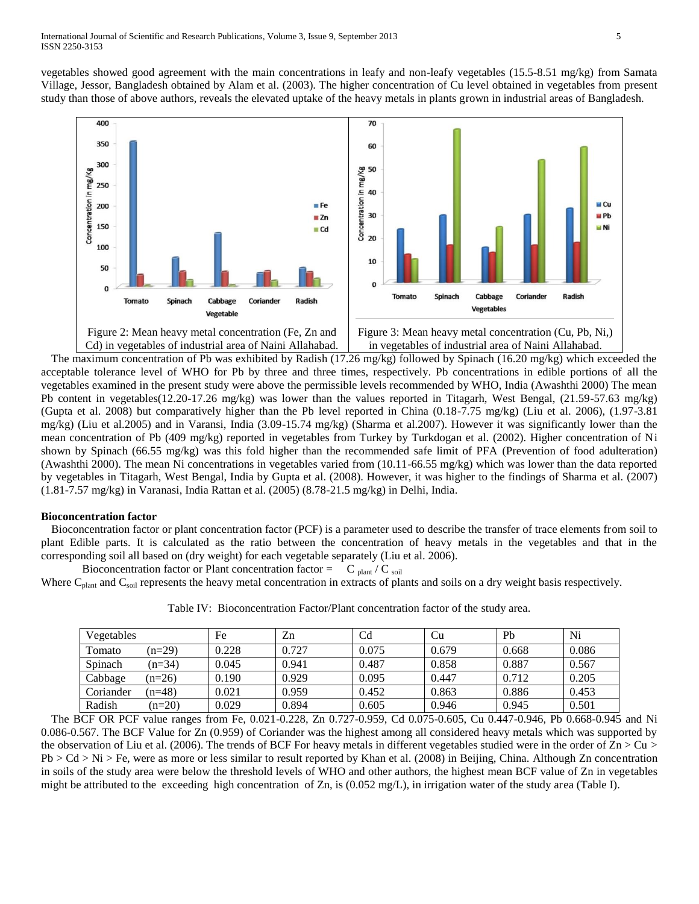vegetables showed good agreement with the main concentrations in leafy and non-leafy vegetables (15.5-8.51 mg/kg) from Samata Village, Jessor, Bangladesh obtained by Alam et al. (2003). The higher concentration of Cu level obtained in vegetables from present study than those of above authors, reveals the elevated uptake of the heavy metals in plants grown in industrial areas of Bangladesh.

Figure 2: Mean heavy metal concentration (Fe, Zn and Cd) in vegetables of industrial area of Naini Allahabad.

Figure 3: Mean heavy metal concentration (Cu, Pb, Ni,) in vegetables of industrial area of Naini Allahabad.

The maximum concentration of Pb was exhibited by Radish (17.26 mg/kg) followed by Spinach (16.20 mg/kg) which exceeded the acceptable tolerance level of WHO for Pb by three and three times, respectively. Pb concentrations in edible portions of all the vegetables examined in the present study were above the permissible levels recommended by WHO, India (Awashthi 2000) The mean Pb content in vegetables(12.20-17.26 mg/kg) was lower than the values reported in Titagarh, West Bengal, (21.59-57.63 mg/kg) (Gupta et al. 2008) but comparatively higher than the Pb level reported in China (0.18-7.75 mg/kg) (Liu et al. 2006), (1.97-3.81 mg/kg) (Liu et al.2005) and in Varansi, India (3.09-15.74 mg/kg) (Sharma et al.2007). However it was significantly lower than the mean concentration of Pb (409 mg/kg) reported in vegetables from Turkey by Turkdogan et al. (2002). Higher concentration of Ni shown by Spinach (66.55 mg/kg) was this fold higher than the recommended safe limit of PFA (Prevention of food adulteration) (Awashthi 2000). The mean Ni concentrations in vegetables varied from (10.11-66.55 mg/kg) which was lower than the data reported by vegetables in Titagarh, West Bengal, India by Gupta et al. (2008). However, it was higher to the findings of Sharma et al. (2007) (1.81-7.57 mg/kg) in Varanasi, India Rattan et al. (2005) (8.78-21.5 mg/kg) in Delhi, India.

**Bioconcentration factor**

Bioconcentration factor or plant concentration factor (PCF) is a parameter used to describe the transfer of trace elements from soil to plant Edible parts. It is calculated as the ratio between the concentration of heavy metals in the vegetables and that in the corresponding soil all based on (dry weight) for each vegetable separately (Liu et al. 2006).

Bioconcentration factor or Plant concentration factor = $C_{plant} / C_{soil}$

Where $C_{plant}$ and $C_{soil}$ represents the heavy metal concentration in extracts of plants and soils on a dry weight basis respectively.

Table IV: Bioconcentration Factor/Plant concentration factor of the study area.

| Vegetables | Fe | Zn | Cd | Cu | Pb | Ni |
|---|---|---|---|---|---|---|
| Tomato (n=29) | 0.228 | 0.727 | 0.075 | 0.679 | 0.668 | 0.086 |
| Spinach (n=34) | 0.045 | 0.941 | 0.487 | 0.858 | 0.887 | 0.567 |
| Cabbage (n=26) | 0.190 | 0.929 | 0.095 | 0.447 | 0.712 | 0.205 |
| Coriander (n=48) | 0.021 | 0.959 | 0.452 | 0.863 | 0.886 | 0.453 |
| Radish (n=20) | 0.029 | 0.894 | 0.605 | 0.946 | 0.945 | 0.501 |

The BCF OR PCF value ranges from Fe, 0.021-0.228, Zn 0.727-0.959, Cd 0.075-0.605, Cu 0.447-0.946, Pb 0.668-0.945 and Ni 0.086-0.567. The BCF Value for Zn (0.959) of Coriander was the highest among all considered heavy metals which was supported by the observation of Liu et al. (2006). The trends of BCF For heavy metals in different vegetables studied were in the order of Zn > Cu > Pb > Cd > Ni > Fe, were as more or less similar to result reported by Khan et al. (2008) in Beijing, China. Although Zn concentration in soils of the study area were below the threshold levels of WHO and other authors, the highest mean BCF value of Zn in vegetables might be attributed to the exceeding high concentration of Zn, is (0.052 mg/L), in irrigation water of the study area (Table I).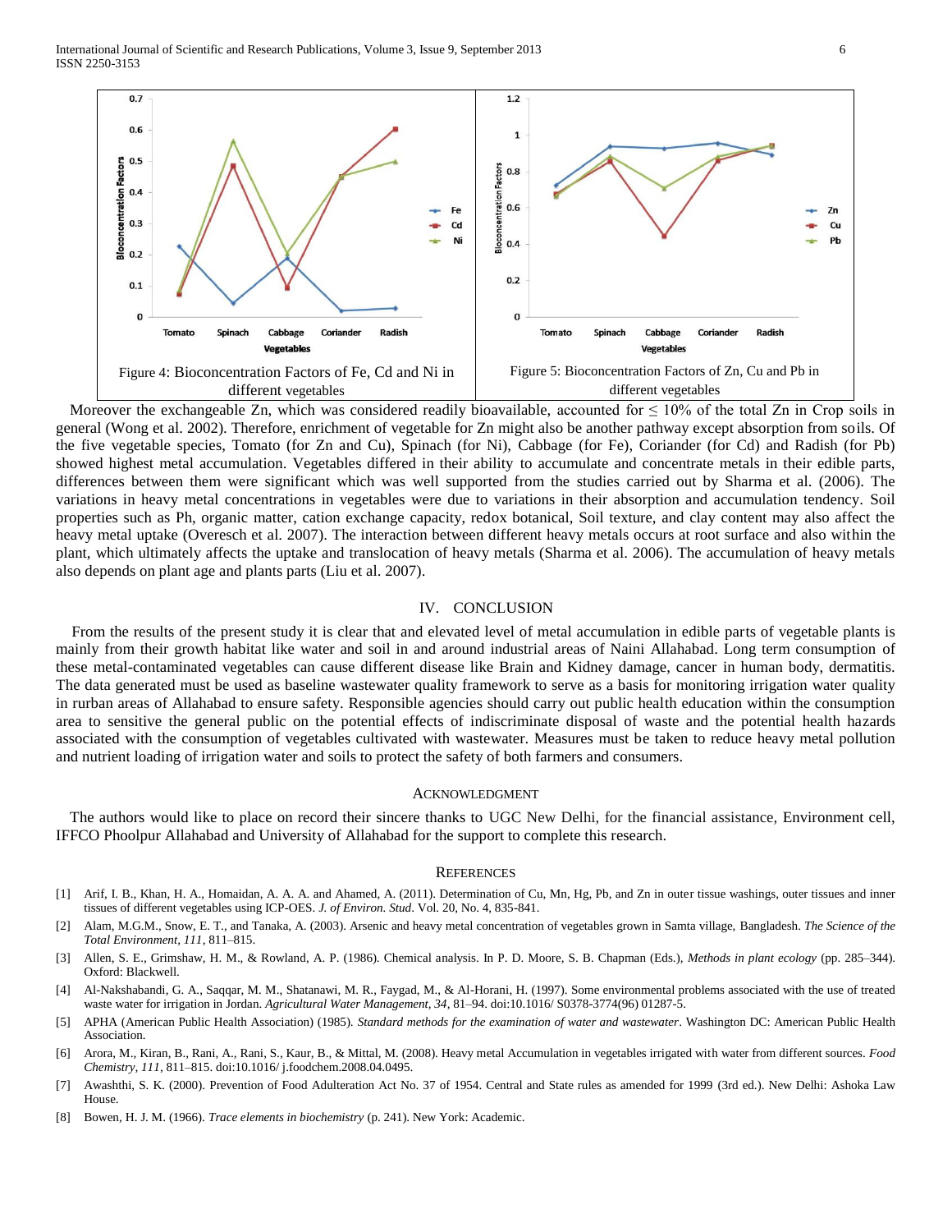Figure 4: Bioconcentration Factors of Fe, Cd and Ni in different vegetables

Figure 5: Bioconcentration Factors of Zn, Cu and Pb in different vegetables

Moreover the exchangeable Zn, which was considered readily bioavailable, accounted for ≤ 10% of the total Zn in Crop soils in general (Wong et al. 2002). Therefore, enrichment of vegetable for Zn might also be another pathway except absorption from soils. Of the five vegetable species, Tomato (for Zn and Cu), Spinach (for Ni), Cabbage (for Fe), Coriander (for Cd) and Radish (for Pb) showed highest metal accumulation. Vegetables differed in their ability to accumulate and concentrate metals in their edible parts, differences between them were significant which was well supported from the studies carried out by Sharma et al. (2006). The variations in heavy metal concentrations in vegetables were due to variations in their absorption and accumulation tendency. Soil properties such as Ph, organic matter, cation exchange capacity, redox botanical, Soil texture, and clay content may also affect the heavy metal uptake (Overesch et al. 2007). The interaction between different heavy metals occurs at root surface and also within the plant, which ultimately affects the uptake and translocation of heavy metals (Sharma et al. 2006). The accumulation of heavy metals also depends on plant age and plants parts (Liu et al. 2007).

## IV. CONCLUSION

From the results of the present study it is clear that and elevated level of metal accumulation in edible parts of vegetable plants is mainly from their growth habitat like water and soil in and around industrial areas of Naini Allahabad. Long term consumption of these metal-contaminated vegetables can cause different disease like Brain and Kidney damage, cancer in human body, dermatitis. The data generated must be used as baseline wastewater quality framework to serve as a basis for monitoring irrigation water quality in rurban areas of Allahabad to ensure safety. Responsible agencies should carry out public health education within the consumption area to sensitive the general public on the potential effects of indiscriminate disposal of waste and the potential health hazards associated with the consumption of vegetables cultivated with wastewater. Measures must be taken to reduce heavy metal pollution and nutrient loading of irrigation water and soils to protect the safety of both farmers and consumers.

## ACKNOWLEDGMENT

The authors would like to place on record their sincere thanks to UGC New Delhi, for the financial assistance, Environment cell, IFFCO Phoolpur Allahabad and University of Allahabad for the support to complete this research.

## REFERENCES

[1] Arif, I. B., Khan, H. A., Homaidan, A. A. A. and Ahamed, A. (2011). Determination of Cu, Mn, Hg, Pb, and Zn in outer tissue washings, outer tissues and inner tissues of different vegetables using ICP-OES. *J. of Environ. Stud*. Vol. 20, No. 4, 835-841.

[2] Alam, M.G.M., Snow, E. T., and Tanaka, A. (2003). Arsenic and heavy metal concentration of vegetables grown in Samta village, Bangladesh. *The Science of the Total Environment, 111*, 811–815.

[3] Allen, S. E., Grimshaw, H. M., & Rowland, A. P. (1986). Chemical analysis. In P. D. Moore, S. B. Chapman (Eds.), *Methods in plant ecology* (pp. 285–344). Oxford: Blackwell.

[4] Al-Nakshabandi, G. A., Saqqar, M. M., Shatanawi, M. R., Faygad, M., & Al-Horani, H. (1997). Some environmental problems associated with the use of treated waste water for irrigation in Jordan. *Agricultural Water Management, 34*, 81–94. doi:10.1016/ S0378-3774(96) 01287-5.

[5] APHA (American Public Health Association) (1985). *Standard methods for the examination of water and wastewater*. Washington DC: American Public Health Association.

[6] Arora, M., Kiran, B., Rani, A., Rani, S., Kaur, B., & Mittal, M. (2008). Heavy metal Accumulation in vegetables irrigated with water from different sources. *Food Chemistry, 111*, 811–815. doi:10.1016/ j.foodchem.2008.04.0495.

[7] Awashthi, S. K. (2000). Prevention of Food Adulteration Act No. 37 of 1954. Central and State rules as amended for 1999 (3rd ed.). New Delhi: Ashoka Law House.

[8] Bowen, H. J. M. (1966). *Trace elements in biochemistry* (p. 241). New York: Academic.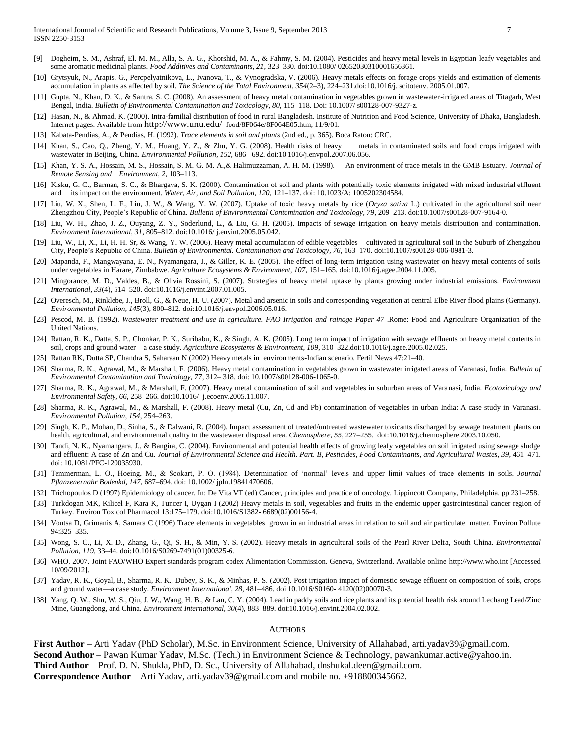[9] Dogheim, S. M., Ashraf, El. M. M., Alla, S. A. G., Khorshid, M. A., & Fahmy, S. M. (2004). Pesticides and heavy metal levels in Egyptian leafy vegetables and some aromatic medicinal plants. *Food Additives and Contaminants, 21*, 323–330. doi:10.1080/ 02652030310001656361.

[10] Grytsyuk, N., Arapis, G., Percpelyatnikova, L., Ivanova, T., & Vynogradska, V. (2006). Heavy metals effects on forage crops yields and estimation of elements accumulation in plants as affected by soil. *The Science of the Total Environment, 354*(2–3), 224–231.doi:10.1016/j. scitotenv. 2005.01.007.

[11] Gupta, N., Khan, D. K., & Santra, S. C. (2008). An assessment of heavy metal contamination in vegetables grown in wastewater-irrigated areas of Titagarh, West Bengal, India. *Bulletin of Environmental Contamination and Toxicology, 80*, 115–118. Doi: 10.1007/ s00128-007-9327-z.

[12] Hasan, N., & Ahmad, K. (2000). Intra-familial distribution of food in rural Bangladesh. Institute of Nutrition and Food Science, University of Dhaka, Bangladesh. Internet pages. Available from http://www.unu.edu/ food/8F064e/8F064E05.htm, 11/9/01.

[13] Kabata-Pendias, A., & Pendias, H. (1992). *Trace elements in soil and plants* (2nd ed., p. 365). Boca Raton: CRC.

[14] Khan, S., Cao, Q., Zheng, Y. M., Huang, Y. Z., & Zhu, Y. G. (2008). Health risks of heavy metals in contaminated soils and food crops irrigated with wastewater in Beijing, China. *Environmental Pollution, 152*, 686– 692. doi:10.1016/j.envpol.2007.06.056.

[15] Khan, Y. S. A., Hossain, M. S., Hossain, S. M. G. M. A.,& Halimuzzaman, A. H. M. (1998). An environment of trace metals in the GMB Estuary. *Journal of Remote Sensing and Environment, 2*, 103–113.

[16] Kisku, G. C., Barman, S. C., & Bhargava, S. K. (2000). Contamination of soil and plants with potentially toxic elements irrigated with mixed industrial effluent and its impact on the environment. *Water, Air, and Soil Pollution, 120*, 121–137. doi: 10.1023/A: 1005202304584.

[17] Liu, W. X., Shen, L. F., Liu, J. W., & Wang, Y. W. (2007). Uptake of toxic heavy metals by rice (*Oryza sativa* L.) cultivated in the agricultural soil near Zhengzhou City, People's Republic of China. *Bulletin of Environmental Contamination and Toxicology, 79*, 209–213. doi:10.1007/s00128-007-9164-0.

[18] Liu, W. H., Zhao, J. Z., Ouyang, Z. Y., Soderlund, L., & Liu, G. H. (2005). Impacts of sewage irrigation on heavy metals distribution and contamination. *Environment International, 31*, 805–812. doi:10.1016/ j.envint.2005.05.042.

[19] Liu, W., Li, X., Li, H. H. Sr, & Wang, Y. W. (2006). Heavy metal accumulation of edible vegetables cultivated in agricultural soil in the Suburb of Zhengzhou City, People's Republic of China. *Bulletin of Environmental. Contamination and Toxicology, 76*, 163–170. doi:10.1007/s00128-006-0981-3.

[20] Mapanda, F., Mangwayana, E. N., Nyamangara, J., & Giller, K. E. (2005). The effect of long-term irrigation using wastewater on heavy metal contents of soils under vegetables in Harare, Zimbabwe. *Agriculture Ecosystems & Environment, 107*, 151–165. doi:10.1016/j.agee.2004.11.005.

[21] Mingorance, M. D., Valdes, B., & Olivia Rossini, S. (2007). Strategies of heavy metal uptake by plants growing under industrial emissions. *Environment International, 33*(4), 514–520. doi:10.1016/j.envint.2007.01.005.

[22] Overesch, M., Rinklebe, J., Broll, G., & Neue, H. U. (2007). Metal and arsenic in soils and corresponding vegetation at central Elbe River flood plains (Germany). *Environmental Pollution, 145*(3), 800–812. doi:10.1016/j.envpol.2006.05.016.

[23] Pescod, M. B. (1992). *Wastewater treatment and use in agriculture. FAO Irrigation and rainage Paper 47* .Rome: Food and Agriculture Organization of the United Nations.

[24] Rattan, R. K., Datta, S. P., Chonkar, P. K., Suribabu, K., & Singh, A. K. (2005). Long term impact of irrigation with sewage effluents on heavy metal contents in soil, crops and ground water—a case study. *Agriculture Ecosystems & Environment, 109*, 310–322.doi:10.1016/j.agee.2005.02.025.

[25] Rattan RK, Dutta SP, Chandra S, Saharaan N (2002) Heavy metals in environments-Indian scenario. Fertil News 47:21–40.

[26] Sharma, R. K., Agrawal, M., & Marshall, F. (2006). Heavy metal contamination in vegetables grown in wastewater irrigated areas of Varanasi, India. *Bulletin of Environmental Contamination and Toxicology, 77*, 312– 318. doi: 10.1007/s00128-006-1065-0.

[27] Sharma, R. K., Agrawal, M., & Marshall, F. (2007). Heavy metal contamination of soil and vegetables in suburban areas of Varanasi, India. *Ecotoxicology and Environmental Safety, 66*, 258–266. doi:10.1016/ j.ecoenv.2005.11.007.

[28] Sharma, R. K., Agrawal, M., & Marshall, F. (2008). Heavy metal (Cu, Zn, Cd and Pb) contamination of vegetables in urban India: A case study in Varanasi. *Environmental Pollution, 154*, 254–263.

[29] Singh, K. P., Mohan, D., Sinha, S., & Dalwani, R. (2004). Impact assessment of treated/untreated wastewater toxicants discharged by sewage treatment plants on health, agricultural, and environmental quality in the wastewater disposal area. *Chemosphere, 55*, 227–255. doi:10.1016/j.chemosphere.2003.10.050.

[30] Tandi, N. K., Nyamangara, J., & Bangira, C. (2004). Environmental and potential health effects of growing leafy vegetables on soil irrigated using sewage sludge and effluent: A case of Zn and Cu. *Journal of Environmental Science and Health. Part. B, Pesticides, Food Contaminants, and Agricultural Wastes, 39*, 461–471. doi: 10.1081/PFC-120035930.

[31] Temmerman, L. O., Hoeing, M., & Scokart, P. O. (1984). Determination of 'normal' levels and upper limit values of trace elements in soils. *Journal Pflanzenernahr Bodenkd, 147*, 687–694. doi: 10.1002/ jpln.19841470606.

[32] Trichopoulos D (1997) Epidemiology of cancer. In: De Vita VT (ed) Cancer, principles and practice of oncology. Lippincott Company, Philadelphia, pp 231–258.

[33] Turkdogan MK, Kilicel F, Kara K, Tuncer I, Uygan I (2002) Heavy metals in soil, vegetables and fruits in the endemic upper gastrointestinal cancer region of Turkey. Environ Toxicol Pharmacol 13:175–179. doi:10.1016/S1382- 6689(02)00156-4.

[34] Voutsa D, Grimanis A, Samara C (1996) Trace elements in vegetables grown in an industrial areas in relation to soil and air particulate matter. Environ Pollute 94:325–335.

[35] Wong, S. C., Li, X. D., Zhang, G., Qi, S. H., & Min, Y. S. (2002). Heavy metals in agricultural soils of the Pearl River Delta, South China. *Environmental Pollution, 119*, 33–44. doi:10.1016/S0269-7491(01)00325-6.

[36] WHO. 2007. Joint FAO/WHO Expert standards program codex Alimentation Commission. Geneva, Switzerland. Available online http://www.who.int [Accessed 10/09/2012].

[37] Yadav, R. K., Goyal, B., Sharma, R. K., Dubey, S. K., & Minhas, P. S. (2002). Post irrigation impact of domestic sewage effluent on composition of soils, crops and ground water—a case study. *Environment International, 28*, 481–486. doi:10.1016/S0160- 4120(02)00070-3.

[38] Yang, Q. W., Shu, W. S., Qiu, J. W., Wang, H. B., & Lan, C. Y. (2004). Lead in paddy soils and rice plants and its potential health risk around Lechang Lead/Zinc Mine, Guangdong, and China. *Environment International, 30*(4), 883–889. doi:10.1016/j.envint.2004.02.002.

## Authors

**First Author** – Arti Yadav (PhD Scholar), M.Sc. in Environment Science, University of Allahabad, arti.yadav39@gmail.com.
**Second Author** – Pawan Kumar Yadav, M.Sc. (Tech.) in Environment Science & Technology, pawankumar.active@yahoo.in.
**Third Author** – Prof. D. N. Shukla, PhD, D. Sc., University of Allahabad, dnshukal.deen@gmail.com.
**Correspondence Author** – Arti Yadav, arti.yadav39@gmail.com and mobile no. +918800345662.